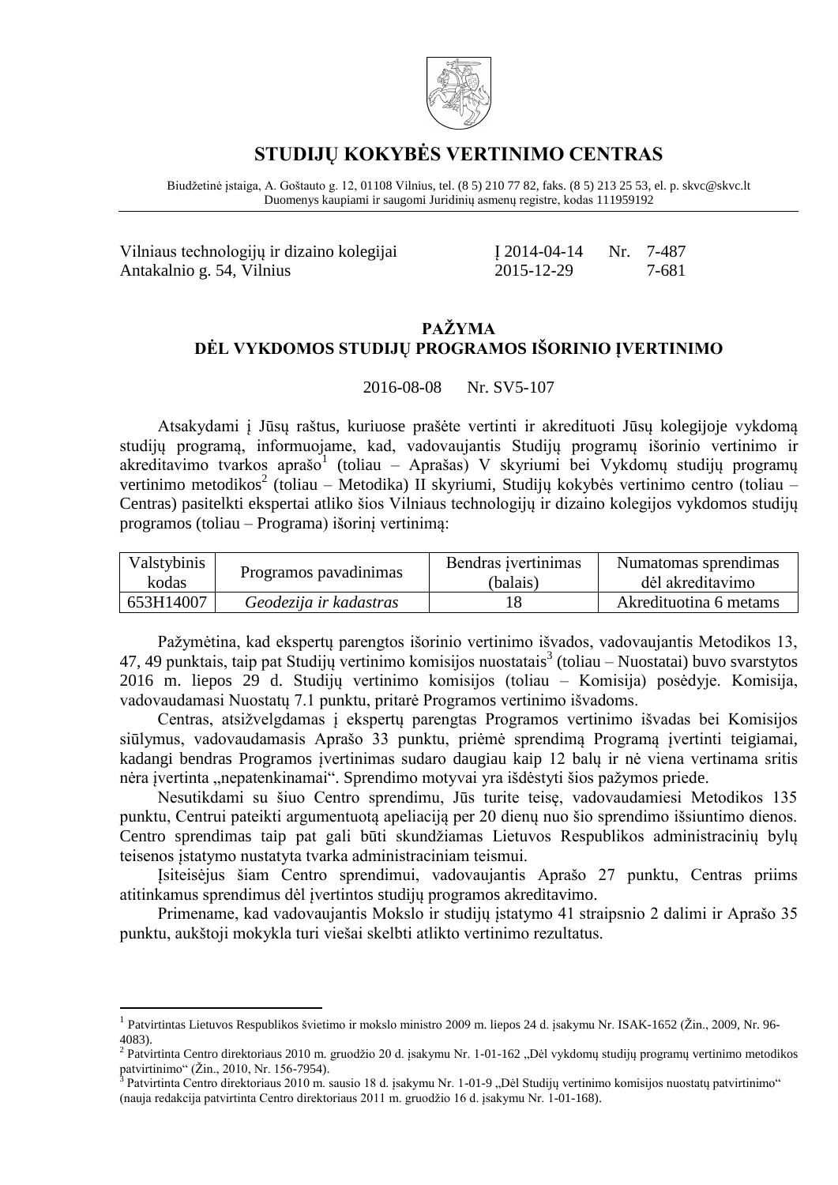# STUDIJŲ KOKYBĖS VERTINIMO CENTRAS

Biudžetinė įstaiga, A. Goštauto g. 12, 01108 Vilnius, tel. (8 5) 210 77 82, faks. (8 5) 213 25 53, el. p. skvc@skvc.lt
Duomenys kaupiami ir saugomi Juridinių asmenų registre, kodas 111959192

Vilniaus technologijų ir dizaino kolegijai — Į 2014-04-14 Nr. 7-487
Antakalnio g. 54, Vilnius — 2015-12-29 7-681

## PAŽYMA
## DĖL VYKDOMOS STUDIJŲ PROGRAMOS IŠORINIO ĮVERTINIMO

2016-08-08 Nr. SV5-107

Atsakydami į Jūsų raštus, kuriuose prašėte vertinti ir akredituoti Jūsų kolegijoje vykdomą studijų programą, informuojame, kad, vadovaujantis Studijų programų išorinio vertinimo ir akreditavimo tvarkos aprašo[1] (toliau – Aprašas) V skyriumi bei Vykdomų studijų programų vertinimo metodikos[2] (toliau – Metodika) II skyriumi, Studijų kokybės vertinimo centro (toliau – Centras) pasitelkti ekspertai atliko šios Vilniaus technologijų ir dizaino kolegijos vykdomos studijų programos (toliau – Programa) išorinį vertinimą:

| Valstybinis kodas | Programos pavadinimas | Bendras įvertinimas (balais) | Numatomas sprendimas dėl akreditavimo |
|---|---|---|---|
| 653H14007 | *Geodezija ir kadastras* | 18 | Akredituotina 6 metams |

Pažymėtina, kad ekspertų parengtos išorinio vertinimo išvados, vadovaujantis Metodikos 13, 47, 49 punktais, taip pat Studijų vertinimo komisijos nuostatais[3] (toliau – Nuostatai) buvo svarstytos 2016 m. liepos 29 d. Studijų vertinimo komisijos (toliau – Komisija) posėdyje. Komisija, vadovaudamasi Nuostatų 7.1 punktu, pritarė Programos vertinimo išvadoms.

Centras, atsižvelgdamas į ekspertų parengtas Programos vertinimo išvadas bei Komisijos siūlymus, vadovaudamasis Aprašo 33 punktu, priėmė sprendimą Programą įvertinti teigiamai, kadangi bendras Programos įvertinimas sudaro daugiau kaip 12 balų ir nė viena vertinama sritis nėra įvertinta „nepatenkinamai". Sprendimo motyvai yra išdėstyti šios pažymos priede.

Nesutikdami su šiuo Centro sprendimu, Jūs turite teisę, vadovaudamiesi Metodikos 135 punktu, Centrui pateikti argumentuotą apeliaciją per 20 dienų nuo šio sprendimo išsiuntimo dienos. Centro sprendimas taip pat gali būti skundžiamas Lietuvos Respublikos administracinių bylų teisenos įstatymo nustatyta tvarka administraciniam teismui.

Įsiteisėjus šiam Centro sprendimui, vadovaujantis Aprašo 27 punktu, Centras priims atitinkamus sprendimus dėl įvertintos studijų programos akreditavimo.

Primename, kad vadovaujantis Mokslo ir studijų įstatymo 41 straipsnio 2 dalimi ir Aprašo 35 punktu, aukštoji mokykla turi viešai skelbti atlikto vertinimo rezultatus.

---

[1] Patvirtintas Lietuvos Respublikos švietimo ir mokslo ministro 2009 m. liepos 24 d. įsakymu Nr. ISAK-1652 (Žin., 2009, Nr. 96-4083).

[2] Patvirtinta Centro direktoriaus 2010 m. gruodžio 20 d. įsakymu Nr. 1-01-162 „Dėl vykdomų studijų programų vertinimo metodikos patvirtinimo" (Žin., 2010, Nr. 156-7954).

[3] Patvirtinta Centro direktoriaus 2010 m. sausio 18 d. įsakymu Nr. 1-01-9 „Dėl Studijų vertinimo komisijos nuostatų patvirtinimo" (nauja redakcija patvirtinta Centro direktoriaus 2011 m. gruodžio 16 d. įsakymu Nr. 1-01-168).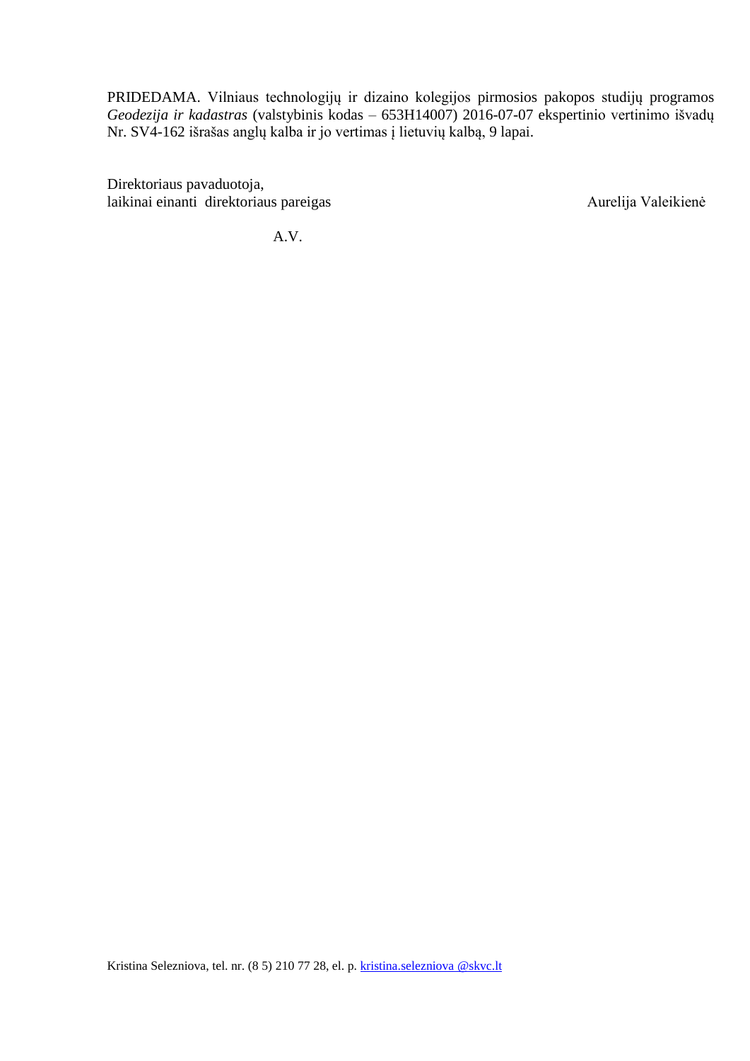PRIDEDAMA. Vilniaus technologijų ir dizaino kolegijos pirmosios pakopos studijų programos *Geodezija ir kadastras* (valstybinis kodas – 653H14007) 2016-07-07 ekspertinio vertinimo išvadų Nr. SV4-162 išrašas anglų kalba ir jo vertimas į lietuvių kalbą, 9 lapai.

Direktoriaus pavaduotoja,
laikinai einanti direktoriaus pareigas Aurelija Valeikienė

A.V.

Kristina Selezniova, tel. nr. (8 5) 210 77 28, el. p. kristina.selezniova @skvc.lt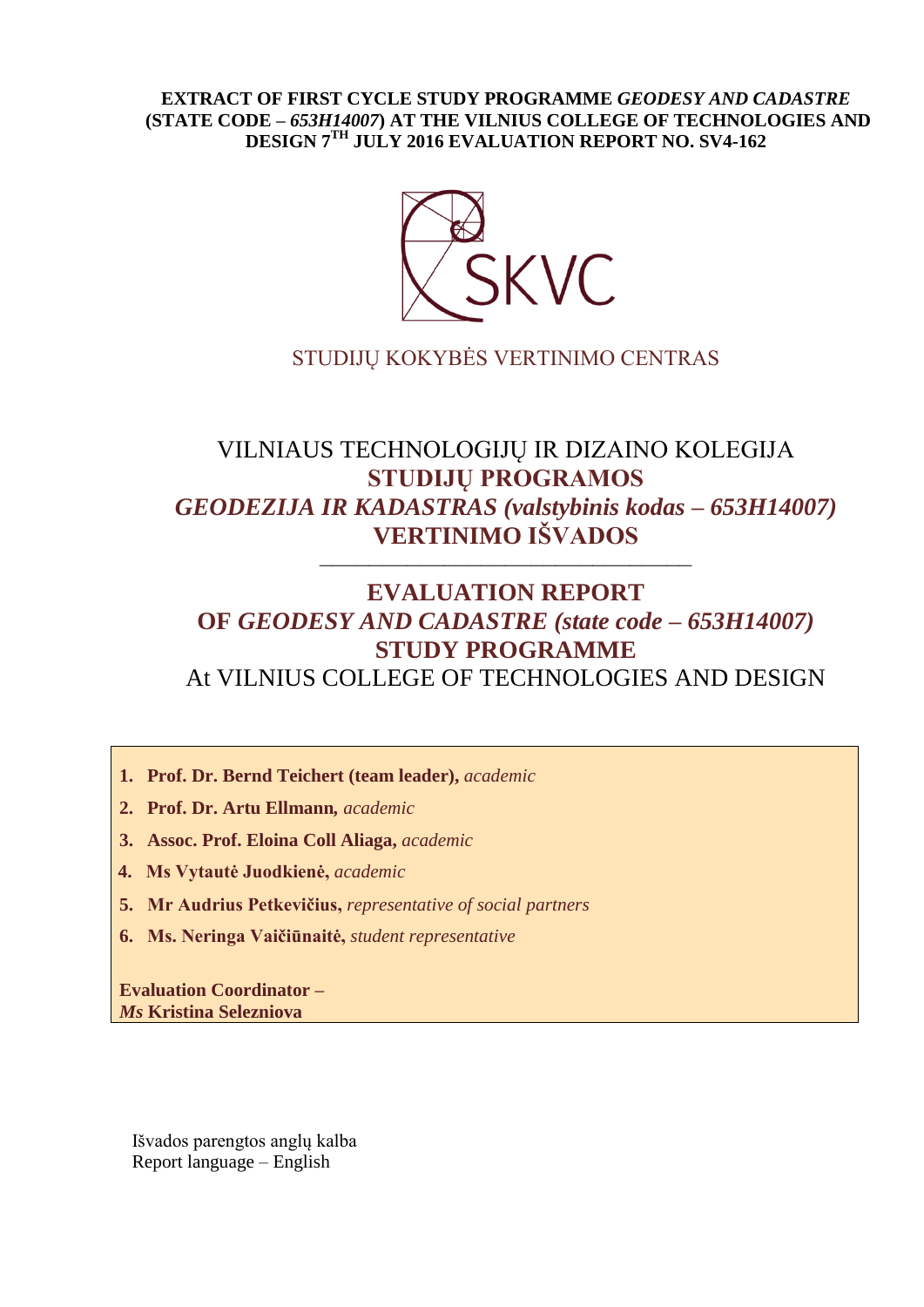**EXTRACT OF FIRST CYCLE STUDY PROGRAMME *GEODESY AND CADASTRE* (STATE CODE – *653H14007*) AT THE VILNIUS COLLEGE OF TECHNOLOGIES AND DESIGN 7TH JULY 2016 EVALUATION REPORT NO. SV4-162**

STUDIJŲ KOKYBĖS VERTINIMO CENTRAS

VILNIAUS TECHNOLOGIJŲ IR DIZAINO KOLEGIJA
**STUDIJŲ PROGRAMOS**
***GEODEZIJA IR KADASTRAS (valstybinis kodas – 653H14007)***
**VERTINIMO IŠVADOS**

---

**EVALUATION REPORT**
**OF *GEODESY AND CADASTRE (state code – 653H14007)***
**STUDY PROGRAMME**
At VILNIUS COLLEGE OF TECHNOLOGIES AND DESIGN

1. **Prof. Dr. Bernd Teichert (team leader),** *academic*
2. **Prof. Dr. Artu Ellmann***, academic*
3. **Assoc. Prof. Eloina Coll Aliaga,** *academic*
4. **Ms Vytautė Juodkienė,** *academic*
5. **Mr Audrius Petkevičius,** *representative of social partners*
6. **Ms. Neringa Vaičiūnaitė,** *student representative*

**Evaluation Coordinator –**
***Ms* Kristina Selezniova**

Išvados parengtos anglų kalba
Report language – English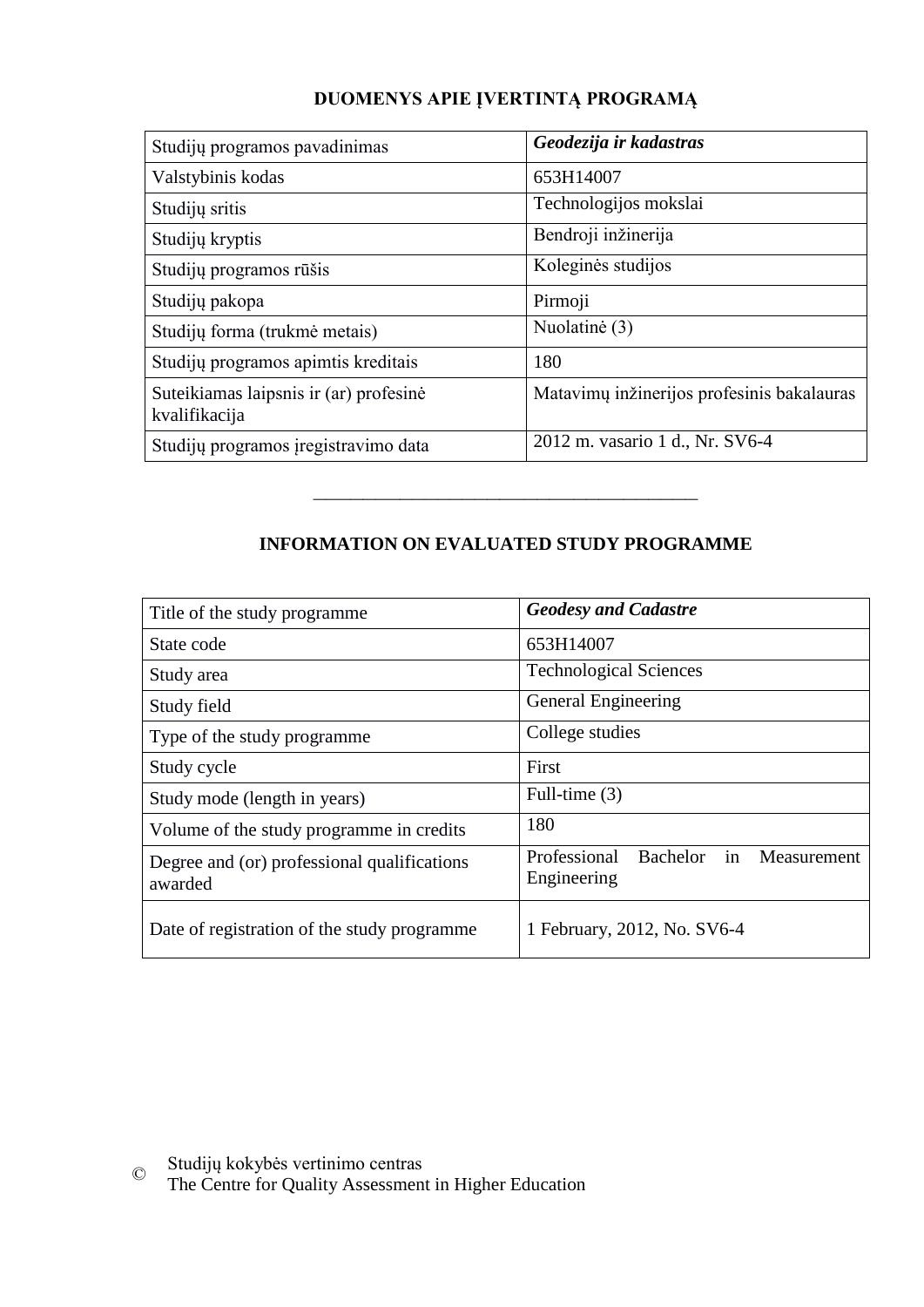## DUOMENYS APIE ĮVERTINTĄ PROGRAMĄ

| Studijų programos pavadinimas | ***Geodezija ir kadastras*** |
|---|---|
| Valstybinis kodas | 653H14007 |
| Studijų sritis | Technologijos mokslai |
| Studijų kryptis | Bendroji inžinerija |
| Studijų programos rūšis | Koleginės studijos |
| Studijų pakopa | Pirmoji |
| Studijų forma (trukmė metais) | Nuolatinė (3) |
| Studijų programos apimtis kreditais | 180 |
| Suteikiamas laipsnis ir (ar) profesinė kvalifikacija | Matavimų inžinerijos profesinis bakalauras |
| Studijų programos įregistravimo data | 2012 m. vasario 1 d., Nr. SV6-4 |

______________________________________________

## INFORMATION ON EVALUATED STUDY PROGRAMME

| Title of the study programme | ***Geodesy and Cadastre*** |
|---|---|
| State code | 653H14007 |
| Study area | Technological Sciences |
| Study field | General Engineering |
| Type of the study programme | College studies |
| Study cycle | First |
| Study mode (length in years) | Full-time (3) |
| Volume of the study programme in credits | 180 |
| Degree and (or) professional qualifications awarded | Professional Bachelor in Measurement Engineering |
| Date of registration of the study programme | 1 February, 2012, No. SV6-4 |

© Studijų kokybės vertinimo centras
The Centre for Quality Assessment in Higher Education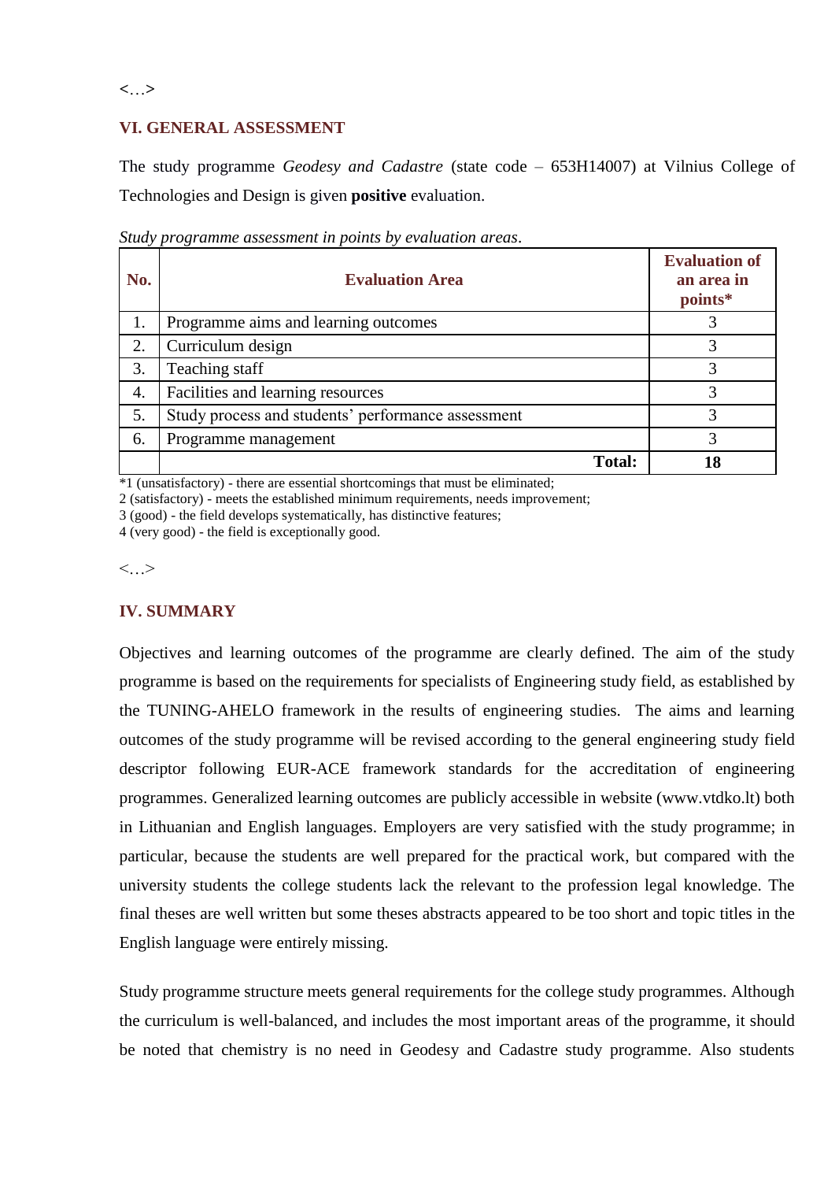<…>

## VI. GENERAL ASSESSMENT

The study programme *Geodesy and Cadastre* (state code – 653H14007) at Vilnius College of Technologies and Design is given **positive** evaluation.

*Study programme assessment in points by evaluation areas*.

| No. | Evaluation Area | Evaluation of an area in points* |
|---|---|---|
| 1. | Programme aims and learning outcomes | 3 |
| 2. | Curriculum design | 3 |
| 3. | Teaching staff | 3 |
| 4. | Facilities and learning resources | 3 |
| 5. | Study process and students' performance assessment | 3 |
| 6. | Programme management | 3 |
| | **Total:** | **18** |

*1 (unsatisfactory) - there are essential shortcomings that must be eliminated;

2 (satisfactory) - meets the established minimum requirements, needs improvement;

3 (good) - the field develops systematically, has distinctive features;

4 (very good) - the field is exceptionally good.

<…>

## IV. SUMMARY

Objectives and learning outcomes of the programme are clearly defined. The aim of the study programme is based on the requirements for specialists of Engineering study field, as established by the TUNING-AHELO framework in the results of engineering studies. The aims and learning outcomes of the study programme will be revised according to the general engineering study field descriptor following EUR-ACE framework standards for the accreditation of engineering programmes. Generalized learning outcomes are publicly accessible in website (www.vtdko.lt) both in Lithuanian and English languages. Employers are very satisfied with the study programme; in particular, because the students are well prepared for the practical work, but compared with the university students the college students lack the relevant to the profession legal knowledge. The final theses are well written but some theses abstracts appeared to be too short and topic titles in the English language were entirely missing.

Study programme structure meets general requirements for the college study programmes. Although the curriculum is well-balanced, and includes the most important areas of the programme, it should be noted that chemistry is no need in Geodesy and Cadastre study programme. Also students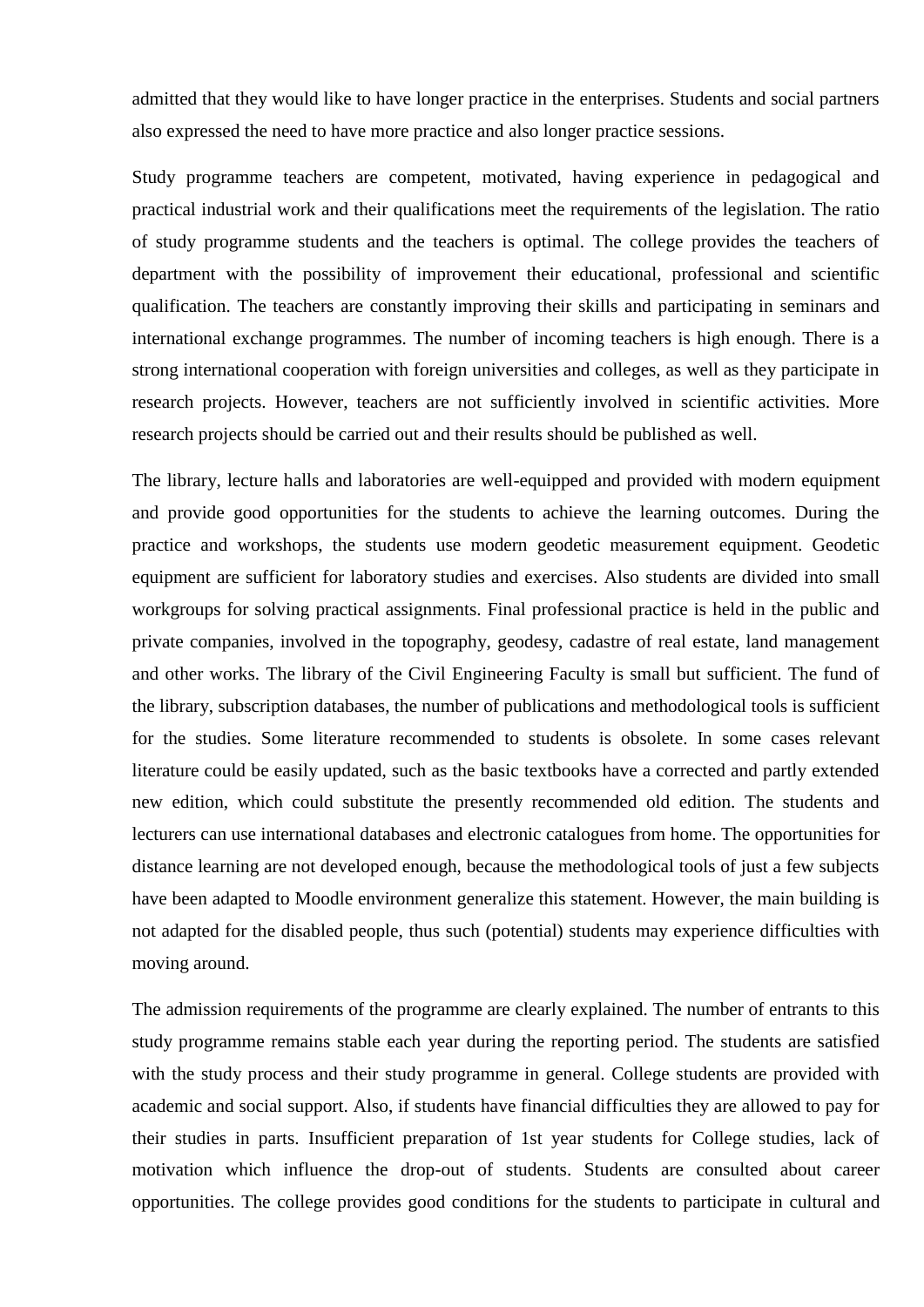admitted that they would like to have longer practice in the enterprises. Students and social partners also expressed the need to have more practice and also longer practice sessions.

Study programme teachers are competent, motivated, having experience in pedagogical and practical industrial work and their qualifications meet the requirements of the legislation. The ratio of study programme students and the teachers is optimal. The college provides the teachers of department with the possibility of improvement their educational, professional and scientific qualification. The teachers are constantly improving their skills and participating in seminars and international exchange programmes. The number of incoming teachers is high enough. There is a strong international cooperation with foreign universities and colleges, as well as they participate in research projects. However, teachers are not sufficiently involved in scientific activities. More research projects should be carried out and their results should be published as well.

The library, lecture halls and laboratories are well-equipped and provided with modern equipment and provide good opportunities for the students to achieve the learning outcomes. During the practice and workshops, the students use modern geodetic measurement equipment. Geodetic equipment are sufficient for laboratory studies and exercises. Also students are divided into small workgroups for solving practical assignments. Final professional practice is held in the public and private companies, involved in the topography, geodesy, cadastre of real estate, land management and other works. The library of the Civil Engineering Faculty is small but sufficient. The fund of the library, subscription databases, the number of publications and methodological tools is sufficient for the studies. Some literature recommended to students is obsolete. In some cases relevant literature could be easily updated, such as the basic textbooks have a corrected and partly extended new edition, which could substitute the presently recommended old edition. The students and lecturers can use international databases and electronic catalogues from home. The opportunities for distance learning are not developed enough, because the methodological tools of just a few subjects have been adapted to Moodle environment generalize this statement. However, the main building is not adapted for the disabled people, thus such (potential) students may experience difficulties with moving around.

The admission requirements of the programme are clearly explained. The number of entrants to this study programme remains stable each year during the reporting period. The students are satisfied with the study process and their study programme in general. College students are provided with academic and social support. Also, if students have financial difficulties they are allowed to pay for their studies in parts. Insufficient preparation of 1st year students for College studies, lack of motivation which influence the drop-out of students. Students are consulted about career opportunities. The college provides good conditions for the students to participate in cultural and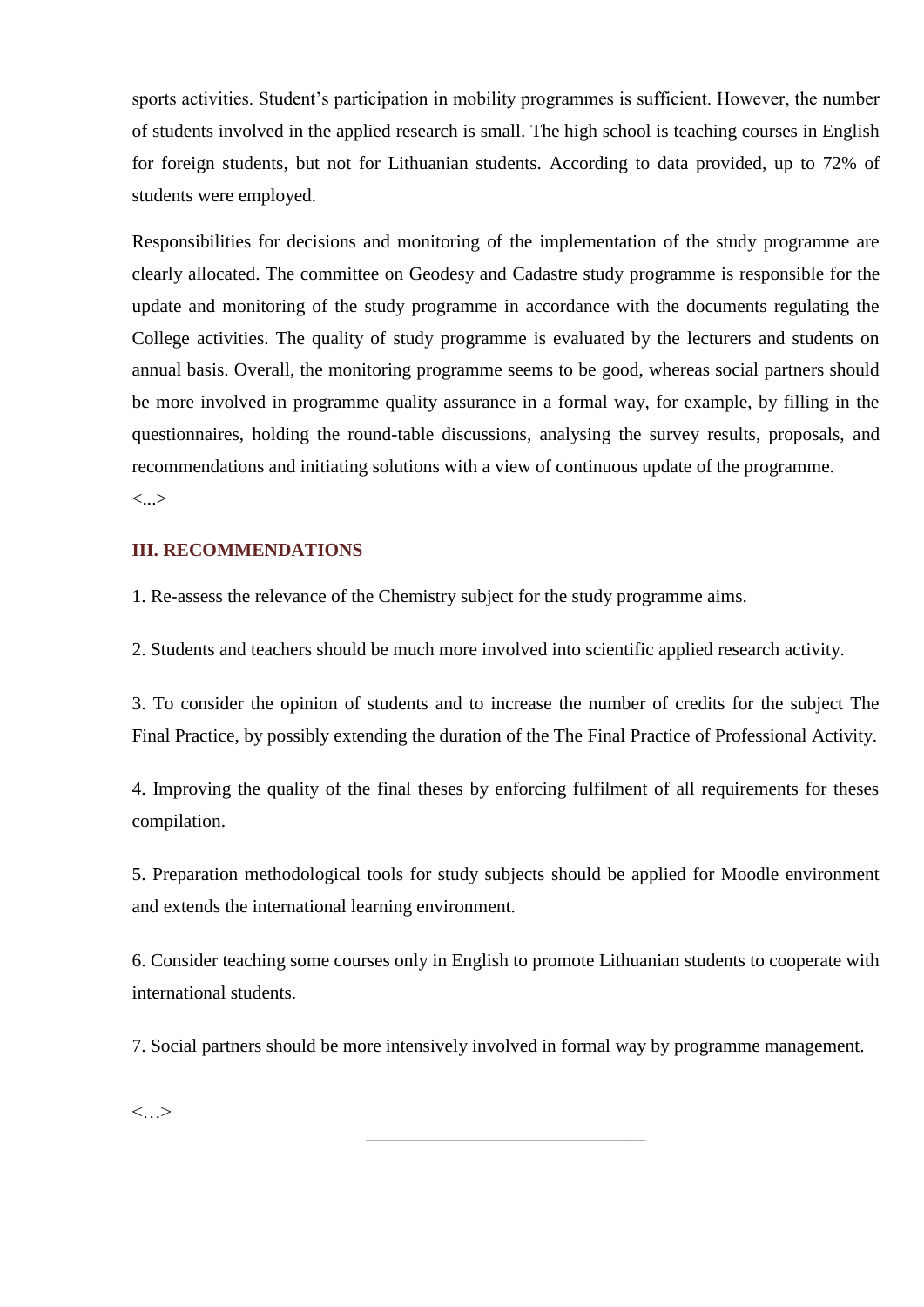sports activities. Student's participation in mobility programmes is sufficient. However, the number of students involved in the applied research is small. The high school is teaching courses in English for foreign students, but not for Lithuanian students. According to data provided, up to 72% of students were employed.

Responsibilities for decisions and monitoring of the implementation of the study programme are clearly allocated. The committee on Geodesy and Cadastre study programme is responsible for the update and monitoring of the study programme in accordance with the documents regulating the College activities. The quality of study programme is evaluated by the lecturers and students on annual basis. Overall, the monitoring programme seems to be good, whereas social partners should be more involved in programme quality assurance in a formal way, for example, by filling in the questionnaires, holding the round-table discussions, analysing the survey results, proposals, and recommendations and initiating solutions with a view of continuous update of the programme.

<...>

## III. RECOMMENDATIONS

1. Re-assess the relevance of the Chemistry subject for the study programme aims.

2. Students and teachers should be much more involved into scientific applied research activity.

3. To consider the opinion of students and to increase the number of credits for the subject The Final Practice, by possibly extending the duration of the The Final Practice of Professional Activity.

4. Improving the quality of the final theses by enforcing fulfilment of all requirements for theses compilation.

5. Preparation methodological tools for study subjects should be applied for Moodle environment and extends the international learning environment.

6. Consider teaching some courses only in English to promote Lithuanian students to cooperate with international students.

7. Social partners should be more intensively involved in formal way by programme management.

<…>

______________________________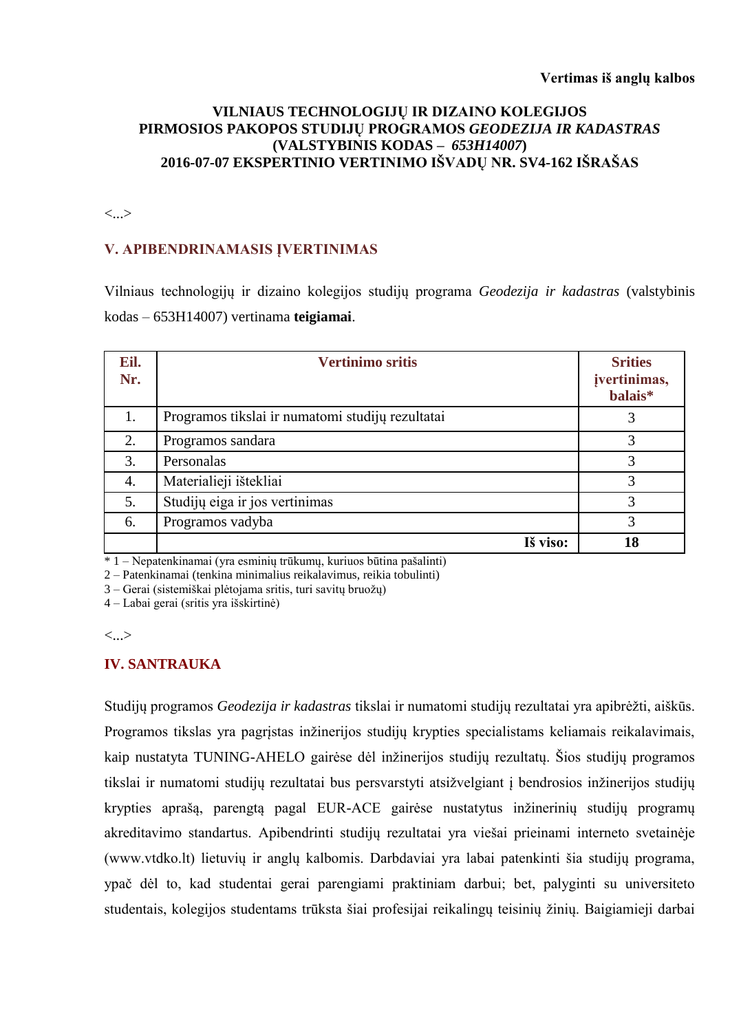**Vertimas iš anglų kalbos**

**VILNIAUS TECHNOLOGIJŲ IR DIZAINO KOLEGIJOS**
**PIRMOSIOS PAKOPOS STUDIJŲ PROGRAMOS *GEODEZIJA IR KADASTRAS***
**(VALSTYBINIS KODAS – *653H14007*)**
**2016-07-07 EKSPERTINIO VERTINIMO IŠVADŲ NR. SV4-162 IŠRAŠAS**

<...>

## V. APIBENDRINAMASIS ĮVERTINIMAS

Vilniaus technologijų ir dizaino kolegijos studijų programa *Geodezija ir kadastras* (valstybinis kodas – 653H14007) vertinama **teigiamai**.

| Eil. Nr. | Vertinimo sritis | Srities įvertinimas, balais* |
|---|---|---|
| 1. | Programos tikslai ir numatomi studijų rezultatai | 3 |
| 2. | Programos sandara | 3 |
| 3. | Personalas | 3 |
| 4. | Materialieji ištekliai | 3 |
| 5. | Studijų eiga ir jos vertinimas | 3 |
| 6. | Programos vadyba | 3 |
| | **Iš viso:** | **18** |

* 1 – Nepatenkinamai (yra esminių trūkumų, kuriuos būtina pašalinti)
2 – Patenkinamai (tenkina minimalius reikalavimus, reikia tobulinti)
3 – Gerai (sistemiškai plėtojama sritis, turi savitų bruožų)
4 – Labai gerai (sritis yra išskirtinė)

<...>

## IV. SANTRAUKA

Studijų programos *Geodezija ir kadastras* tikslai ir numatomi studijų rezultatai yra apibrėžti, aiškūs. Programos tikslas yra pagrįstas inžinerijos studijų krypties specialistams keliamais reikalavimais, kaip nustatyta TUNING-AHELO gairėse dėl inžinerijos studijų rezultatų. Šios studijų programos tikslai ir numatomi studijų rezultatai bus persvarstyti atsižvelgiant į bendrosios inžinerijos studijų krypties aprašą, parengtą pagal EUR-ACE gairėse nustatytus inžinerinių studijų programų akreditavimo standartus. Apibendrinti studijų rezultatai yra viešai prieinami interneto svetainėje (www.vtdko.lt) lietuvių ir anglų kalbomis. Darbdaviai yra labai patenkinti šia studijų programa, ypač dėl to, kad studentai gerai parengiami praktiniam darbui; bet, palyginti su universiteto studentais, kolegijos studentams trūksta šiai profesijai reikalingų teisinių žinių. Baigiamieji darbai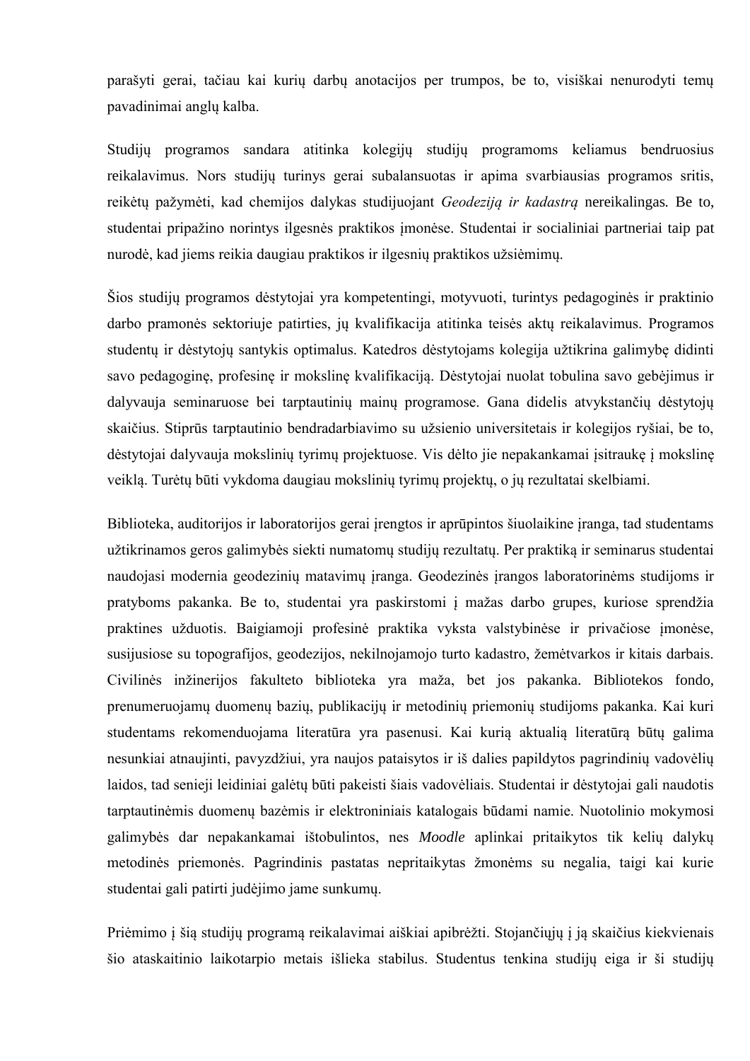parašyti gerai, tačiau kai kurių darbų anotacijos per trumpos, be to, visiškai nenurodyti temų pavadinimai anglų kalba.

Studijų programos sandara atitinka kolegijų studijų programoms keliamus bendruosius reikalavimus. Nors studijų turinys gerai subalansuotas ir apima svarbiausias programos sritis, reikėtų pažymėti, kad chemijos dalykas studijuojant *Geodeziją ir kadastrą* nereikalingas. Be to, studentai pripažino norintys ilgesnės praktikos įmonėse. Studentai ir socialiniai partneriai taip pat nurodė, kad jiems reikia daugiau praktikos ir ilgesnių praktikos užsiėmimų.

Šios studijų programos dėstytojai yra kompetentingi, motyvuoti, turintys pedagoginės ir praktinio darbo pramonės sektoriuje patirties, jų kvalifikacija atitinka teisės aktų reikalavimus. Programos studentų ir dėstytojų santykis optimalus. Katedros dėstytojams kolegija užtikrina galimybę didinti savo pedagoginę, profesinę ir mokslinę kvalifikaciją. Dėstytojai nuolat tobulina savo gebėjimus ir dalyvauja seminaruose bei tarptautinių mainų programose. Gana didelis atvykstančių dėstytojų skaičius. Stiprūs tarptautinio bendradarbiavimo su užsienio universitetais ir kolegijos ryšiai, be to, dėstytojai dalyvauja mokslinių tyrimų projektuose. Vis dėlto jie nepakankamai įsitraukę į mokslinę veiklą. Turėtų būti vykdoma daugiau mokslinių tyrimų projektų, o jų rezultatai skelbiami.

Biblioteka, auditorijos ir laboratorijos gerai įrengtos ir aprūpintos šiuolaikine įranga, tad studentams užtikrinamos geros galimybės siekti numatomų studijų rezultatų. Per praktiką ir seminarus studentai naudojasi modernia geodezinių matavimų įranga. Geodezinės įrangos laboratorinėms studijoms ir pratyboms pakanka. Be to, studentai yra paskirstomi į mažas darbo grupes, kuriose sprendžia praktines užduotis. Baigiamoji profesinė praktika vyksta valstybinėse ir privačiose įmonėse, susijusiose su topografijos, geodezijos, nekilnojamojo turto kadastro, žemėtvarkos ir kitais darbais. Civilinės inžinerijos fakulteto biblioteka yra maža, bet jos pakanka. Bibliotekos fondo, prenumeruojamų duomenų bazių, publikacijų ir metodinių priemonių studijoms pakanka. Kai kuri studentams rekomenduojama literatūra yra pasenusi. Kai kurią aktualią literatūrą būtų galima nesunkiai atnaujinti, pavyzdžiui, yra naujos pataisytos ir iš dalies papildytos pagrindinių vadovėlių laidos, tad senieji leidiniai galėtų būti pakeisti šiais vadovėliais. Studentai ir dėstytojai gali naudotis tarptautinėmis duomenų bazėmis ir elektroniniais katalogais būdami namie. Nuotolinio mokymosi galimybės dar nepakankamai ištobulintos, nes *Moodle* aplinkai pritaikytos tik kelių dalykų metodinės priemonės. Pagrindinis pastatas nepritaikytas žmonėms su negalia, taigi kai kurie studentai gali patirti judėjimo jame sunkumų.

Priėmimo į šią studijų programą reikalavimai aiškiai apibrėžti. Stojančiųjų į ją skaičius kiekvienais šio ataskaitinio laikotarpio metais išlieka stabilus. Studentus tenkina studijų eiga ir ši studijų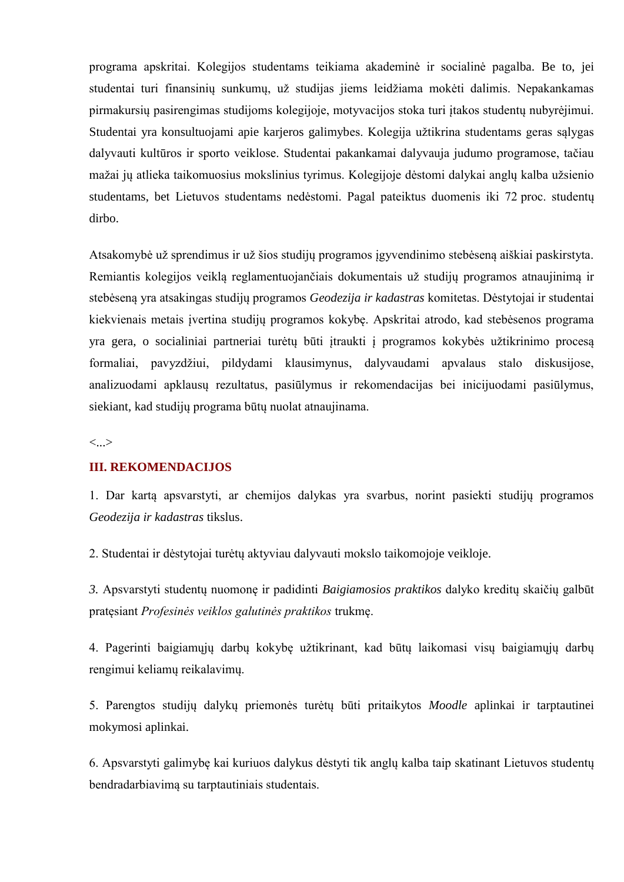programa apskritai. Kolegijos studentams teikiama akademinė ir socialinė pagalba. Be to, jei studentai turi finansinių sunkumų, už studijas jiems leidžiama mokėti dalimis. Nepakankamas pirmakursių pasirengimas studijoms kolegijoje, motyvacijos stoka turi įtakos studentų nubyrėjimui. Studentai yra konsultuojami apie karjeros galimybes. Kolegija užtikrina studentams geras sąlygas dalyvauti kultūros ir sporto veiklose. Studentai pakankamai dalyvauja judumo programose, tačiau mažai jų atlieka taikomuosius mokslinius tyrimus. Kolegijoje dėstomi dalykai anglų kalba užsienio studentams, bet Lietuvos studentams nedėstomi. Pagal pateiktus duomenis iki 72 proc. studentų dirbo.

Atsakomybė už sprendimus ir už šios studijų programos įgyvendinimo stebėseną aiškiai paskirstyta. Remiantis kolegijos veiklą reglamentuojančiais dokumentais už studijų programos atnaujinimą ir stebėseną yra atsakingas studijų programos *Geodezija ir kadastras* komitetas. Dėstytojai ir studentai kiekvienais metais įvertina studijų programos kokybę. Apskritai atrodo, kad stebėsenos programa yra gera, o socialiniai partneriai turėtų būti įtraukti į programos kokybės užtikrinimo procesą formaliai, pavyzdžiui, pildydami klausimynus, dalyvaudami apvalaus stalo diskusijose, analizuodami apklausų rezultatus, pasiūlymus ir rekomendacijas bei inicijuodami pasiūlymus, siekiant, kad studijų programa būtų nuolat atnaujinama.

<...>

## III. REKOMENDACIJOS

1. Dar kartą apsvarstyti, ar chemijos dalykas yra svarbus, norint pasiekti studijų programos *Geodezija ir kadastras* tikslus.

2. Studentai ir dėstytojai turėtų aktyviau dalyvauti mokslo taikomojoje veikloje.

3. Apsvarstyti studentų nuomonę ir padidinti *Baigiamosios praktikos* dalyko kreditų skaičių galbūt pratęsiant *Profesinės veiklos galutinės praktikos* trukmę.

4. Pagerinti baigiamųjų darbų kokybę užtikrinant, kad būtų laikomasi visų baigiamųjų darbų rengimui keliamų reikalavimų.

5. Parengtos studijų dalykų priemonės turėtų būti pritaikytos *Moodle* aplinkai ir tarptautinei mokymosi aplinkai.

6. Apsvarstyti galimybę kai kuriuos dalykus dėstyti tik anglų kalba taip skatinant Lietuvos studentų bendradarbiavimą su tarptautiniais studentais.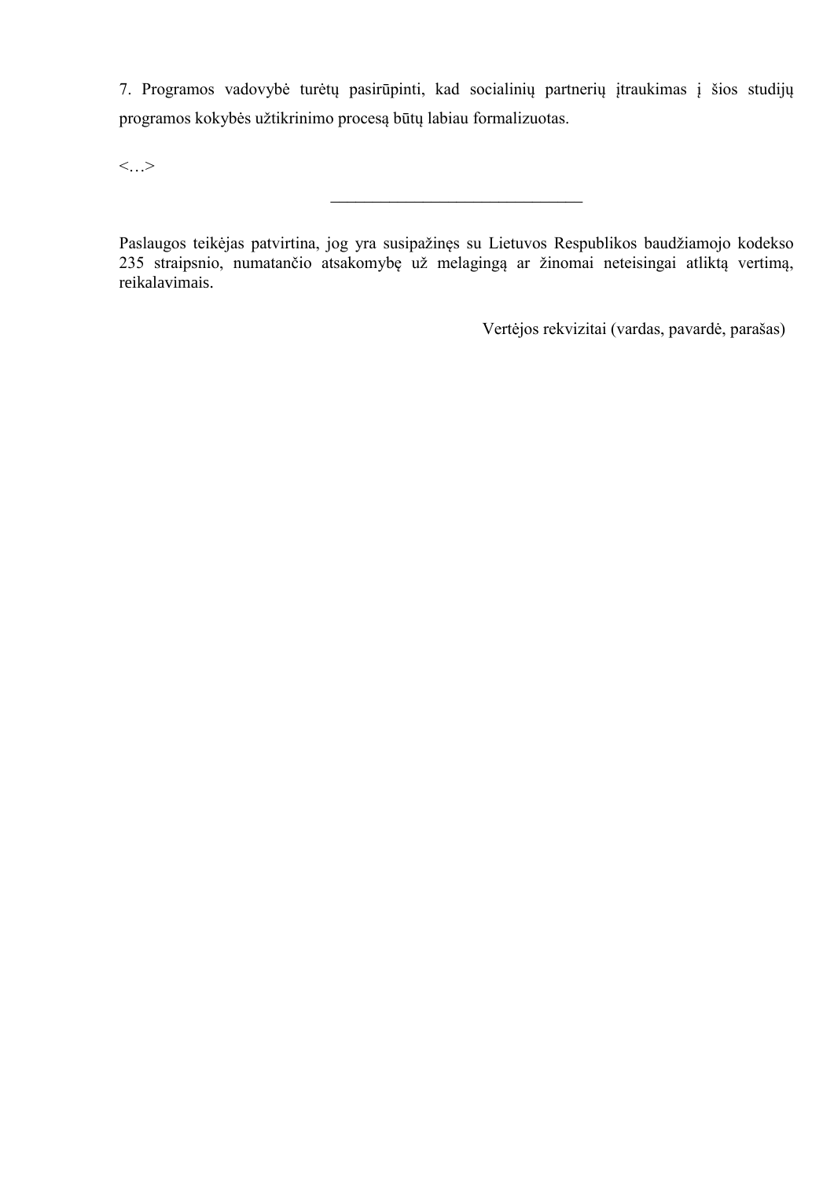7. Programos vadovybė turėtų pasirūpinti, kad socialinių partnerių įtraukimas į šios studijų programos kokybės užtikrinimo procesą būtų labiau formalizuotas.

<…>

______________________________

Paslaugos teikėjas patvirtina, jog yra susipažinęs su Lietuvos Respublikos baudžiamojo kodekso 235 straipsnio, numatančio atsakomybę už melagingą ar žinomai neteisingai atliktą vertimą, reikalavimais.

Vertėjos rekvizitai (vardas, pavardė, parašas)